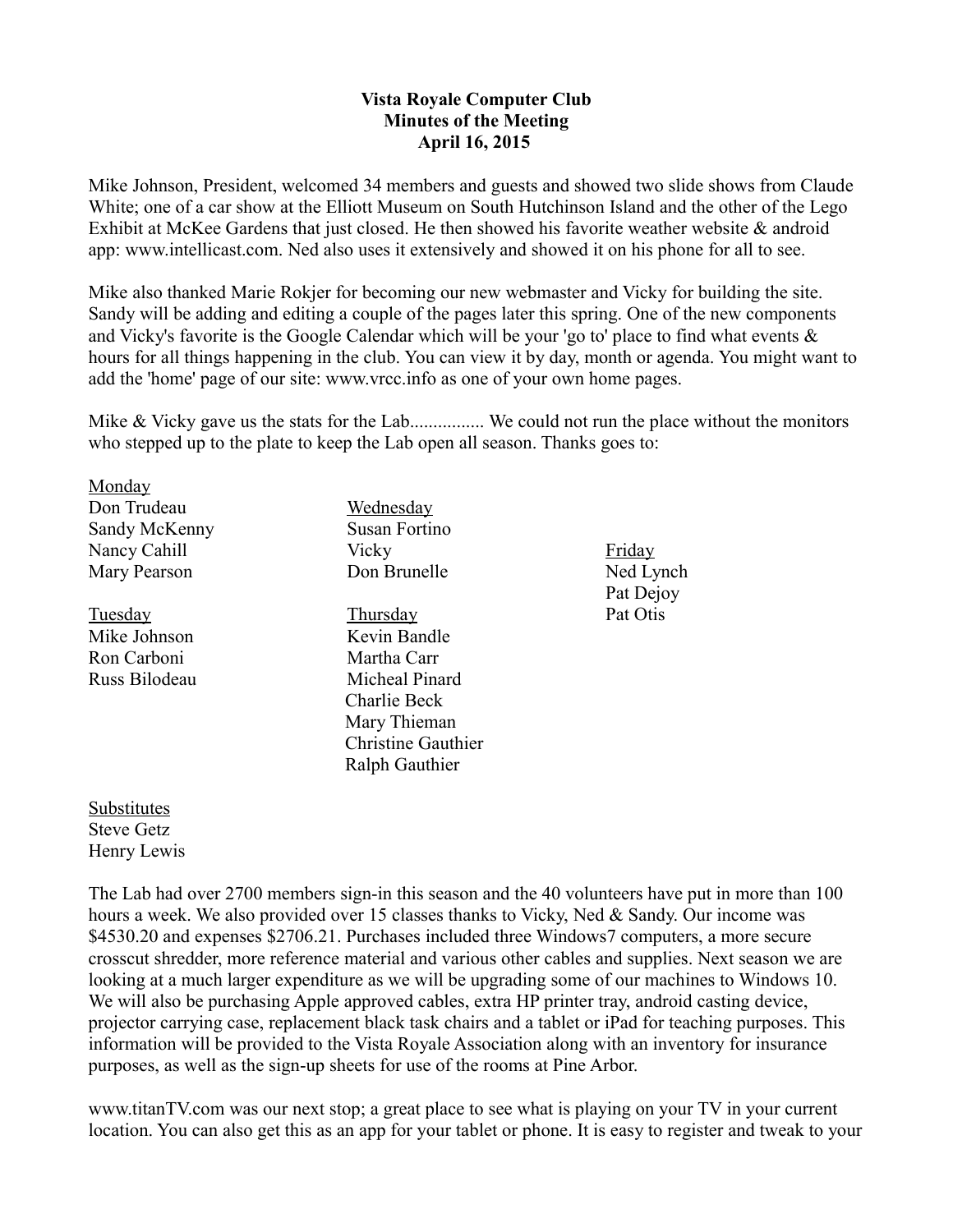**Vista Royale Computer Club**
**Minutes of the Meeting**
**April 16, 2015**

Mike Johnson, President, welcomed 34 members and guests and showed two slide shows from Claude White; one of a car show at the Elliott Museum on South Hutchinson Island and the other of the Lego Exhibit at McKee Gardens that just closed. He then showed his favorite weather website & android app: www.intellicast.com. Ned also uses it extensively and showed it on his phone for all to see.

Mike also thanked Marie Rokjer for becoming our new webmaster and Vicky for building the site. Sandy will be adding and editing a couple of the pages later this spring. One of the new components and Vicky's favorite is the Google Calendar which will be your 'go to' place to find what events & hours for all things happening in the club. You can view it by day, month or agenda. You might want to add the 'home' page of our site: www.vrcc.info as one of your own home pages.

Mike & Vicky gave us the stats for the Lab................ We could not run the place without the monitors who stepped up to the plate to keep the Lab open all season. Thanks goes to:

Monday
Don Trudeau
Sandy McKenny
Nancy Cahill
Mary Pearson

Tuesday
Mike Johnson
Ron Carboni
Russ Bilodeau

Wednesday
Susan Fortino
Vicky
Don Brunelle

Thursday
Kevin Bandle
Martha Carr
Micheal Pinard
Charlie Beck
Mary Thieman
Christine Gauthier
Ralph Gauthier

Friday
Ned Lynch
Pat Dejoy
Pat Otis

Substitutes
Steve Getz
Henry Lewis

The Lab had over 2700 members sign-in this season and the 40 volunteers have put in more than 100 hours a week. We also provided over 15 classes thanks to Vicky, Ned & Sandy. Our income was $4530.20 and expenses $2706.21. Purchases included three Windows7 computers, a more secure crosscut shredder, more reference material and various other cables and supplies. Next season we are looking at a much larger expenditure as we will be upgrading some of our machines to Windows 10. We will also be purchasing Apple approved cables, extra HP printer tray, android casting device, projector carrying case, replacement black task chairs and a tablet or iPad for teaching purposes. This information will be provided to the Vista Royale Association along with an inventory for insurance purposes, as well as the sign-up sheets for use of the rooms at Pine Arbor.

www.titanTV.com was our next stop; a great place to see what is playing on your TV in your current location. You can also get this as an app for your tablet or phone. It is easy to register and tweak to your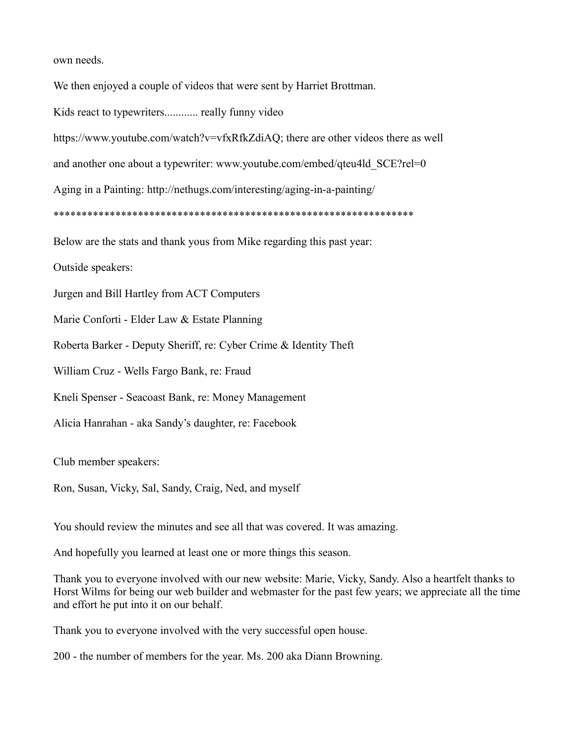own needs.

We then enjoyed a couple of videos that were sent by Harriet Brottman.

Kids react to typewriters............ really funny video

https://www.youtube.com/watch?v=vfxRfkZdiAQ; there are other videos there as well

and another one about a typewriter: www.youtube.com/embed/qteu4ld_SCE?rel=0

Aging in a Painting: http://nethugs.com/interesting/aging-in-a-painting/

*****************************************************************

Below are the stats and thank yous from Mike regarding this past year:

Outside speakers:

Jurgen and Bill Hartley from ACT Computers

Marie Conforti - Elder Law & Estate Planning

Roberta Barker - Deputy Sheriff, re: Cyber Crime & Identity Theft

William Cruz - Wells Fargo Bank, re: Fraud

Kneli Spenser - Seacoast Bank, re: Money Management

Alicia Hanrahan - aka Sandy's daughter, re: Facebook

Club member speakers:

Ron, Susan, Vicky, Sal, Sandy, Craig, Ned, and myself

You should review the minutes and see all that was covered. It was amazing.

And hopefully you learned at least one or more things this season.

Thank you to everyone involved with our new website: Marie, Vicky, Sandy. Also a heartfelt thanks to Horst Wilms for being our web builder and webmaster for the past few years; we appreciate all the time and effort he put into it on our behalf.

Thank you to everyone involved with the very successful open house.

200 - the number of members for the year. Ms. 200 aka Diann Browning.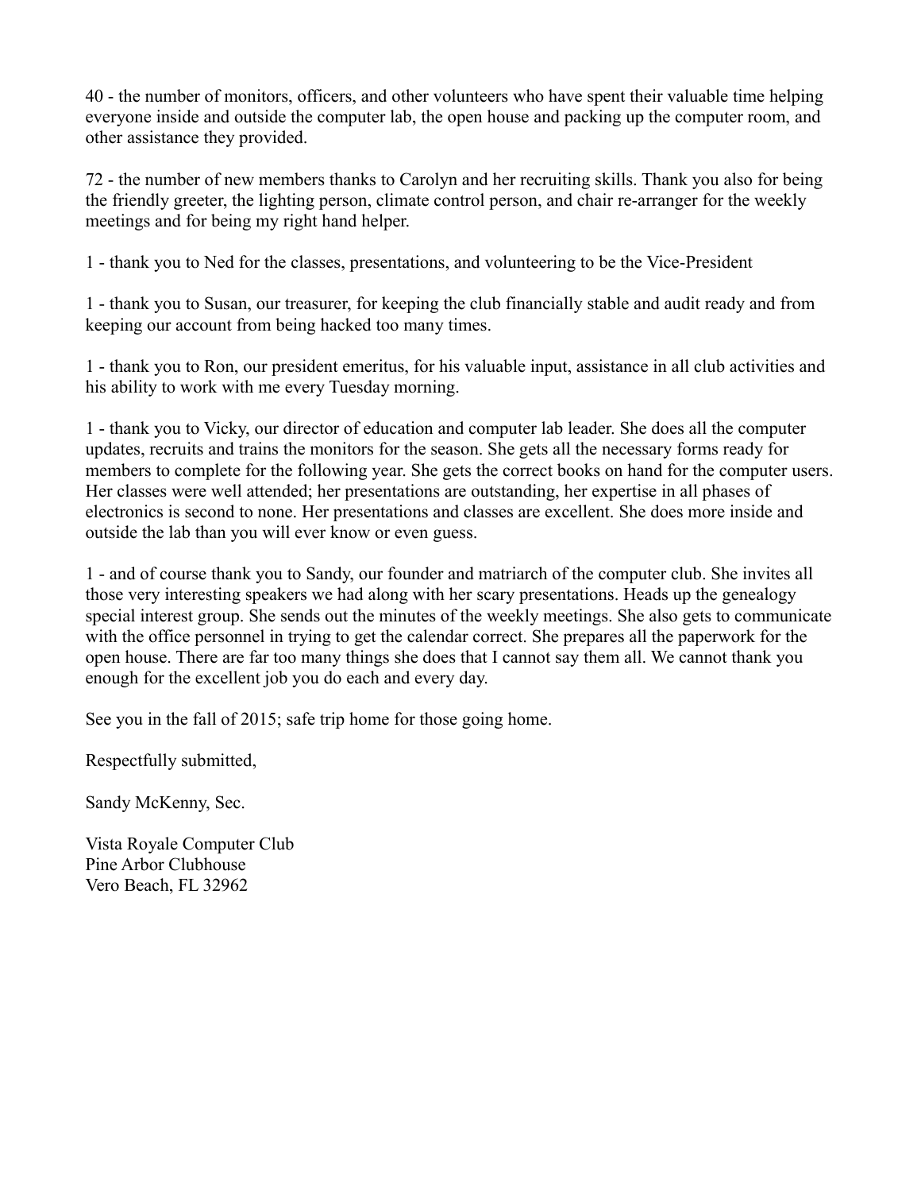40 - the number of monitors, officers, and other volunteers who have spent their valuable time helping everyone inside and outside the computer lab, the open house and packing up the computer room, and other assistance they provided.

72 - the number of new members thanks to Carolyn and her recruiting skills. Thank you also for being the friendly greeter, the lighting person, climate control person, and chair re-arranger for the weekly meetings and for being my right hand helper.

1 - thank you to Ned for the classes, presentations, and volunteering to be the Vice-President

1 - thank you to Susan, our treasurer, for keeping the club financially stable and audit ready and from keeping our account from being hacked too many times.

1 - thank you to Ron, our president emeritus, for his valuable input, assistance in all club activities and his ability to work with me every Tuesday morning.

1 - thank you to Vicky, our director of education and computer lab leader. She does all the computer updates, recruits and trains the monitors for the season. She gets all the necessary forms ready for members to complete for the following year. She gets the correct books on hand for the computer users. Her classes were well attended; her presentations are outstanding, her expertise in all phases of electronics is second to none. Her presentations and classes are excellent. She does more inside and outside the lab than you will ever know or even guess.

1 - and of course thank you to Sandy, our founder and matriarch of the computer club. She invites all those very interesting speakers we had along with her scary presentations. Heads up the genealogy special interest group. She sends out the minutes of the weekly meetings. She also gets to communicate with the office personnel in trying to get the calendar correct. She prepares all the paperwork for the open house. There are far too many things she does that I cannot say them all. We cannot thank you enough for the excellent job you do each and every day.

See you in the fall of 2015; safe trip home for those going home.

Respectfully submitted,

Sandy McKenny, Sec.

Vista Royale Computer Club
Pine Arbor Clubhouse
Vero Beach, FL 32962